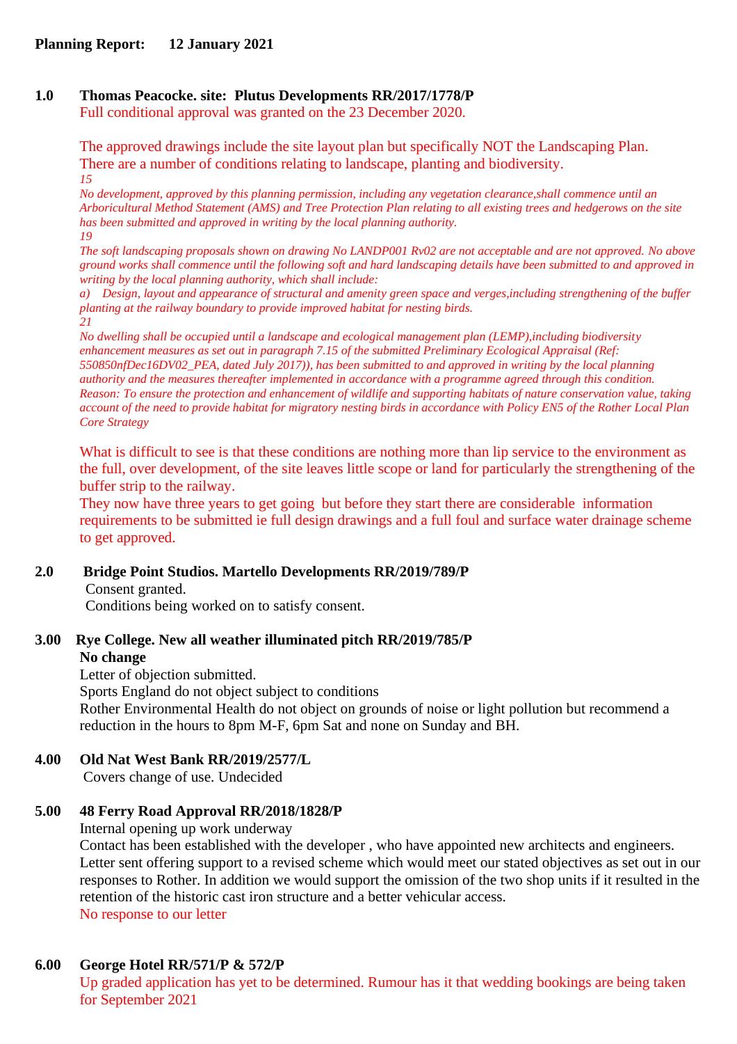**Planning Report: 12 January 2021**

**1.0 Thomas Peacocke. site: Plutus Developments RR/2017/1778/P**

Full conditional approval was granted on the 23 December 2020.

The approved drawings include the site layout plan but specifically NOT the Landscaping Plan. There are a number of conditions relating to landscape, planting and biodiversity.

*15*

*No development, approved by this planning permission, including any vegetation clearance,shall commence until an Arboricultural Method Statement (AMS) and Tree Protection Plan relating to all existing trees and hedgerows on the site has been submitted and approved in writing by the local planning authority.*

*19*

*The soft landscaping proposals shown on drawing No LANDP001 Rv02 are not acceptable and are not approved. No above ground works shall commence until the following soft and hard landscaping details have been submitted to and approved in writing by the local planning authority, which shall include:*

*a) Design, layout and appearance of structural and amenity green space and verges,including strengthening of the buffer planting at the railway boundary to provide improved habitat for nesting birds.*

*21*

*No dwelling shall be occupied until a landscape and ecological management plan (LEMP),including biodiversity enhancement measures as set out in paragraph 7.15 of the submitted Preliminary Ecological Appraisal (Ref: 550850nfDec16DV02_PEA, dated July 2017)), has been submitted to and approved in writing by the local planning authority and the measures thereafter implemented in accordance with a programme agreed through this condition. Reason: To ensure the protection and enhancement of wildlife and supporting habitats of nature conservation value, taking account of the need to provide habitat for migratory nesting birds in accordance with Policy EN5 of the Rother Local Plan Core Strategy*

What is difficult to see is that these conditions are nothing more than lip service to the environment as the full, over development, of the site leaves little scope or land for particularly the strengthening of the buffer strip to the railway.

They now have three years to get going but before they start there are considerable information requirements to be submitted ie full design drawings and a full foul and surface water drainage scheme to get approved.

**2.0 Bridge Point Studios. Martello Developments RR/2019/789/P**

Consent granted.

Conditions being worked on to satisfy consent.

**3.00 Rye College. New all weather illuminated pitch RR/2019/785/P**

**No change**

Letter of objection submitted.

Sports England do not object subject to conditions

Rother Environmental Health do not object on grounds of noise or light pollution but recommend a reduction in the hours to 8pm M-F, 6pm Sat and none on Sunday and BH.

**4.00 Old Nat West Bank RR/2019/2577/L**

Covers change of use. Undecided

**5.00 48 Ferry Road Approval RR/2018/1828/P**

Internal opening up work underway

Contact has been established with the developer , who have appointed new architects and engineers. Letter sent offering support to a revised scheme which would meet our stated objectives as set out in our responses to Rother. In addition we would support the omission of the two shop units if it resulted in the retention of the historic cast iron structure and a better vehicular access.

No response to our letter

**6.00 George Hotel RR/571/P & 572/P**

Up graded application has yet to be determined. Rumour has it that wedding bookings are being taken for September 2021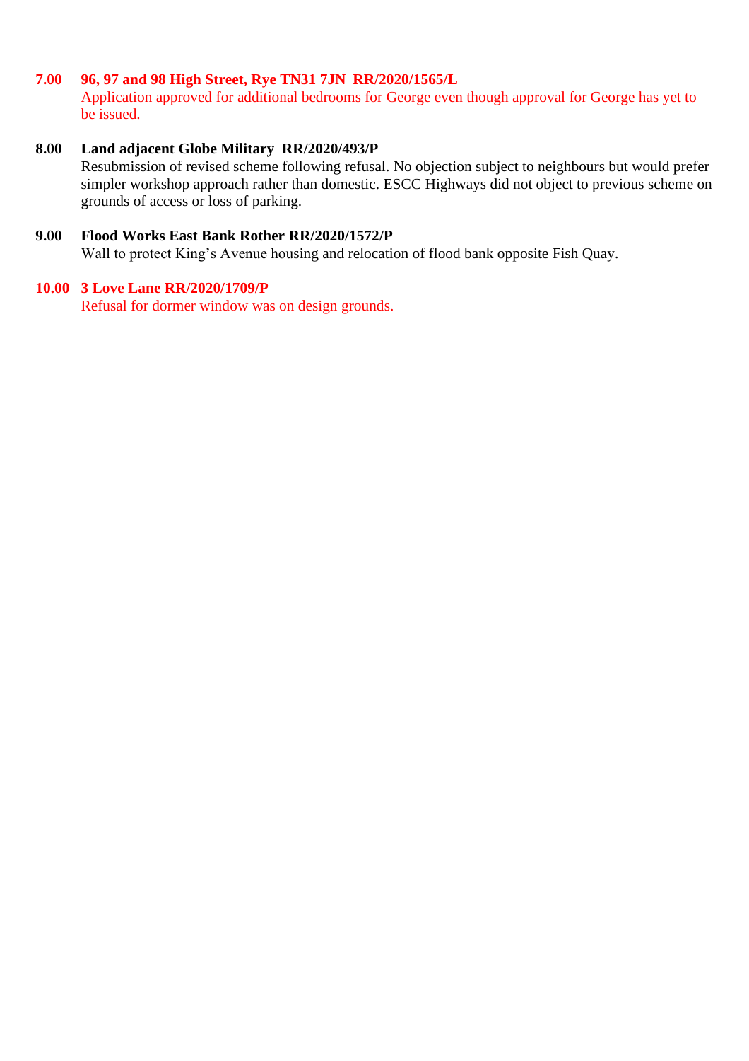**7.00 96, 97 and 98 High Street, Rye TN31 7JN RR/2020/1565/L**

Application approved for additional bedrooms for George even though approval for George has yet to be issued.

**8.00 Land adjacent Globe Military RR/2020/493/P**

Resubmission of revised scheme following refusal. No objection subject to neighbours but would prefer simpler workshop approach rather than domestic. ESCC Highways did not object to previous scheme on grounds of access or loss of parking.

**9.00 Flood Works East Bank Rother RR/2020/1572/P**

Wall to protect King's Avenue housing and relocation of flood bank opposite Fish Quay.

**10.00 3 Love Lane RR/2020/1709/P**

Refusal for dormer window was on design grounds.